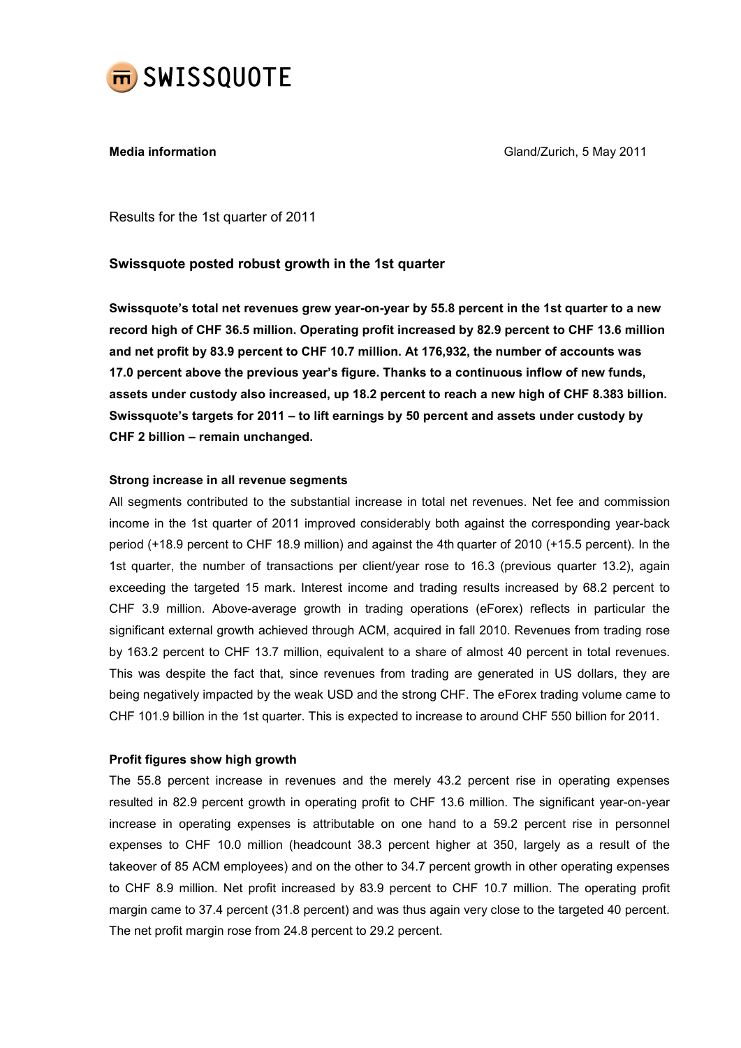SWISSQUOTE

**Media information** Gland/Zurich, 5 May 2011

Results for the 1st quarter of 2011

## Swissquote posted robust growth in the 1st quarter

**Swissquote's total net revenues grew year-on-year by 55.8 percent in the 1st quarter to a new record high of CHF 36.5 million. Operating profit increased by 82.9 percent to CHF 13.6 million and net profit by 83.9 percent to CHF 10.7 million. At 176,932, the number of accounts was 17.0 percent above the previous year's figure. Thanks to a continuous inflow of new funds, assets under custody also increased, up 18.2 percent to reach a new high of CHF 8.383 billion. Swissquote's targets for 2011 – to lift earnings by 50 percent and assets under custody by CHF 2 billion – remain unchanged.**

### Strong increase in all revenue segments

All segments contributed to the substantial increase in total net revenues. Net fee and commission income in the 1st quarter of 2011 improved considerably both against the corresponding year-back period (+18.9 percent to CHF 18.9 million) and against the 4th quarter of 2010 (+15.5 percent). In the 1st quarter, the number of transactions per client/year rose to 16.3 (previous quarter 13.2), again exceeding the targeted 15 mark. Interest income and trading results increased by 68.2 percent to CHF 3.9 million. Above-average growth in trading operations (eForex) reflects in particular the significant external growth achieved through ACM, acquired in fall 2010. Revenues from trading rose by 163.2 percent to CHF 13.7 million, equivalent to a share of almost 40 percent in total revenues. This was despite the fact that, since revenues from trading are generated in US dollars, they are being negatively impacted by the weak USD and the strong CHF. The eForex trading volume came to CHF 101.9 billion in the 1st quarter. This is expected to increase to around CHF 550 billion for 2011.

### Profit figures show high growth

The 55.8 percent increase in revenues and the merely 43.2 percent rise in operating expenses resulted in 82.9 percent growth in operating profit to CHF 13.6 million. The significant year-on-year increase in operating expenses is attributable on one hand to a 59.2 percent rise in personnel expenses to CHF 10.0 million (headcount 38.3 percent higher at 350, largely as a result of the takeover of 85 ACM employees) and on the other to 34.7 percent growth in other operating expenses to CHF 8.9 million. Net profit increased by 83.9 percent to CHF 10.7 million. The operating profit margin came to 37.4 percent (31.8 percent) and was thus again very close to the targeted 40 percent. The net profit margin rose from 24.8 percent to 29.2 percent.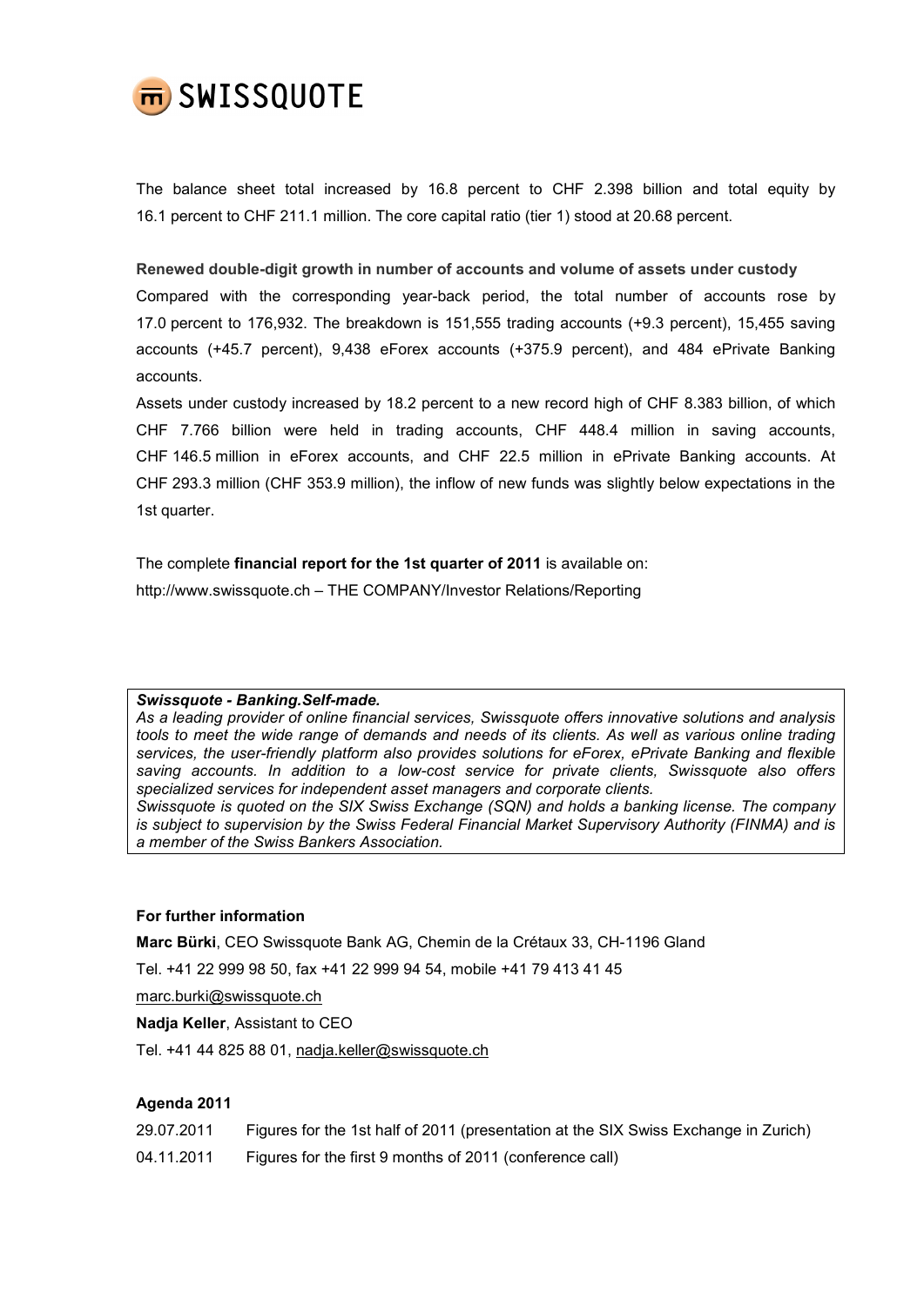The balance sheet total increased by 16.8 percent to CHF 2.398 billion and total equity by 16.1 percent to CHF 211.1 million. The core capital ratio (tier 1) stood at 20.68 percent.

**Renewed double-digit growth in number of accounts and volume of assets under custody**

Compared with the corresponding year-back period, the total number of accounts rose by 17.0 percent to 176,932. The breakdown is 151,555 trading accounts (+9.3 percent), 15,455 saving accounts (+45.7 percent), 9,438 eForex accounts (+375.9 percent), and 484 ePrivate Banking accounts.

Assets under custody increased by 18.2 percent to a new record high of CHF 8.383 billion, of which CHF 7.766 billion were held in trading accounts, CHF 448.4 million in saving accounts, CHF 146.5 million in eForex accounts, and CHF 22.5 million in ePrivate Banking accounts. At CHF 293.3 million (CHF 353.9 million), the inflow of new funds was slightly below expectations in the 1st quarter.

The complete **financial report for the 1st quarter of 2011** is available on:
http://www.swissquote.ch – THE COMPANY/Investor Relations/Reporting

***Swissquote - Banking.Self-made.***
*As a leading provider of online financial services, Swissquote offers innovative solutions and analysis tools to meet the wide range of demands and needs of its clients. As well as various online trading services, the user-friendly platform also provides solutions for eForex, ePrivate Banking and flexible saving accounts. In addition to a low-cost service for private clients, Swissquote also offers specialized services for independent asset managers and corporate clients.*
*Swissquote is quoted on the SIX Swiss Exchange (SQN) and holds a banking license. The company is subject to supervision by the Swiss Federal Financial Market Supervisory Authority (FINMA) and is a member of the Swiss Bankers Association.*

**For further information**

**Marc Bürki**, CEO Swissquote Bank AG, Chemin de la Crétaux 33, CH-1196 Gland

Tel. +41 22 999 98 50, fax +41 22 999 94 54, mobile +41 79 413 41 45

marc.burki@swissquote.ch

**Nadja Keller**, Assistant to CEO

Tel. +41 44 825 88 01, nadja.keller@swissquote.ch

**Agenda 2011**

| | |
|---|---|
| 29.07.2011 | Figures for the 1st half of 2011 (presentation at the SIX Swiss Exchange in Zurich) |
| 04.11.2011 | Figures for the first 9 months of 2011 (conference call) |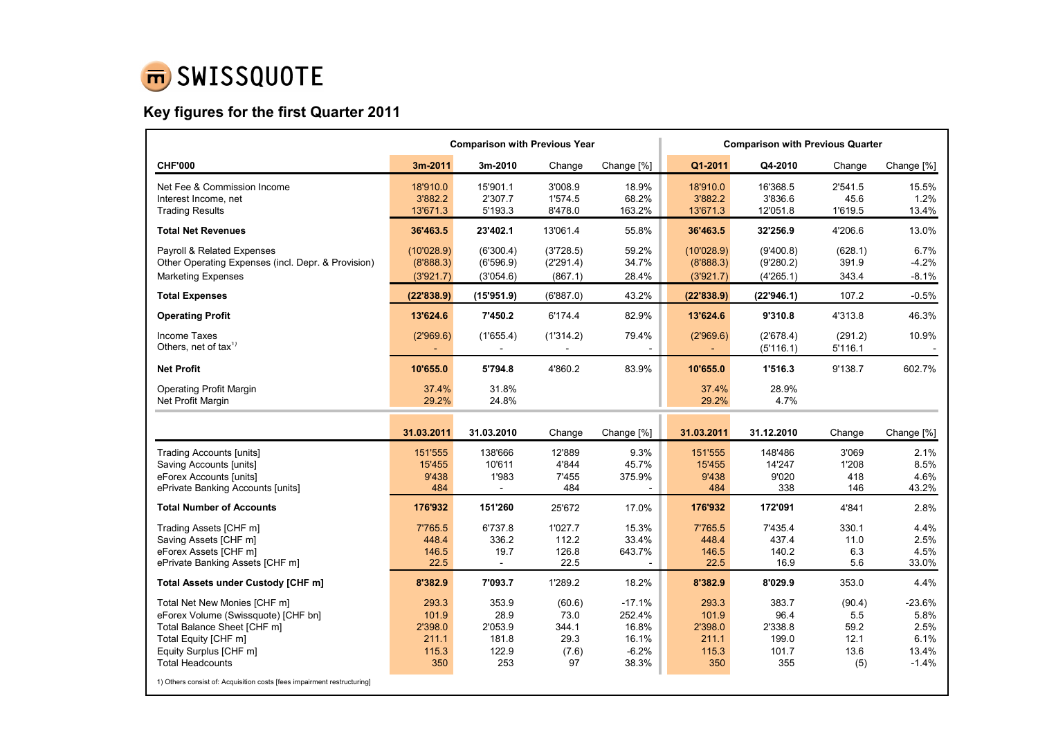SWISSQUOTE

## Key figures for the first Quarter 2011

| | Comparison with Previous Year | | | | Comparison with Previous Quarter | | | |
|---|---|---|---|---|---|---|---|---|
| **CHF'000** | **3m-2011** | **3m-2010** | Change | Change [%] | **Q1-2011** | **Q4-2010** | Change | Change [%] |
| Net Fee & Commission Income | 18'910.0 | 15'901.1 | 3'008.9 | 18.9% | 18'910.0 | 16'368.5 | 2'541.5 | 15.5% |
| Interest Income, net | 3'882.2 | 2'307.7 | 1'574.5 | 68.2% | 3'882.2 | 3'836.6 | 45.6 | 1.2% |
| Trading Results | 13'671.3 | 5'193.3 | 8'478.0 | 163.2% | 13'671.3 | 12'051.8 | 1'619.5 | 13.4% |
| **Total Net Revenues** | **36'463.5** | **23'402.1** | 13'061.4 | 55.8% | **36'463.5** | **32'256.9** | 4'206.6 | 13.0% |
| Payroll & Related Expenses | (10'028.9) | (6'300.4) | (3'728.5) | 59.2% | (10'028.9) | (9'400.8) | (628.1) | 6.7% |
| Other Operating Expenses (incl. Depr. & Provision) | (8'888.3) | (6'596.9) | (2'291.4) | 34.7% | (8'888.3) | (9'280.2) | 391.9 | -4.2% |
| Marketing Expenses | (3'921.7) | (3'054.6) | (867.1) | 28.4% | (3'921.7) | (4'265.1) | 343.4 | -8.1% |
| **Total Expenses** | **(22'838.9)** | **(15'951.9)** | (6'887.0) | 43.2% | **(22'838.9)** | **(22'946.1)** | 107.2 | -0.5% |
| **Operating Profit** | **13'624.6** | **7'450.2** | 6'174.4 | 82.9% | **13'624.6** | **9'310.8** | 4'313.8 | 46.3% |
| Income Taxes | (2'969.6) | (1'655.4) | (1'314.2) | 79.4% | (2'969.6) | (2'678.4) | (291.2) | 10.9% |
| Others, net of tax[1] | - | - | - | - | - | (5'116.1) | 5'116.1 | - |
| **Net Profit** | **10'655.0** | **5'794.8** | 4'860.2 | 83.9% | **10'655.0** | **1'516.3** | 9'138.7 | 602.7% |
| Operating Profit Margin | 37.4% | 31.8% | | | 37.4% | 28.9% | | |
| Net Profit Margin | 29.2% | 24.8% | | | 29.2% | 4.7% | | |

| | **31.03.2011** | **31.03.2010** | Change | Change [%] | **31.03.2011** | **31.12.2010** | Change | Change [%] |
|---|---|---|---|---|---|---|---|---|
| Trading Accounts [units] | 151'555 | 138'666 | 12'889 | 9.3% | 151'555 | 148'486 | 3'069 | 2.1% |
| Saving Accounts [units] | 15'455 | 10'611 | 4'844 | 45.7% | 15'455 | 14'247 | 1'208 | 8.5% |
| eForex Accounts [units] | 9'438 | 1'983 | 7'455 | 375.9% | 9'438 | 9'020 | 418 | 4.6% |
| ePrivate Banking Accounts [units] | 484 | - | 484 | - | 484 | 338 | 146 | 43.2% |
| **Total Number of Accounts** | **176'932** | **151'260** | 25'672 | 17.0% | **176'932** | **172'091** | 4'841 | 2.8% |
| Trading Assets [CHF m] | 7'765.5 | 6'737.8 | 1'027.7 | 15.3% | 7'765.5 | 7'435.4 | 330.1 | 4.4% |
| Saving Assets [CHF m] | 448.4 | 336.2 | 112.2 | 33.4% | 448.4 | 437.4 | 11.0 | 2.5% |
| eForex Assets [CHF m] | 146.5 | 19.7 | 126.8 | 643.7% | 146.5 | 140.2 | 6.3 | 4.5% |
| ePrivate Banking Assets [CHF m] | 22.5 | - | 22.5 | - | 22.5 | 16.9 | 5.6 | 33.0% |
| **Total Assets under Custody [CHF m]** | **8'382.9** | **7'093.7** | 1'289.2 | 18.2% | **8'382.9** | **8'029.9** | 353.0 | 4.4% |
| Total Net New Monies [CHF m] | 293.3 | 353.9 | (60.6) | -17.1% | 293.3 | 383.7 | (90.4) | -23.6% |
| eForex Volume (Swissquote) [CHF bn] | 101.9 | 28.9 | 73.0 | 252.4% | 101.9 | 96.4 | 5.5 | 5.8% |
| Total Balance Sheet [CHF m] | 2'398.0 | 2'053.9 | 344.1 | 16.8% | 2'398.0 | 2'338.8 | 59.2 | 2.5% |
| Total Equity [CHF m] | 211.1 | 181.8 | 29.3 | 16.1% | 211.1 | 199.0 | 12.1 | 6.1% |
| Equity Surplus [CHF m] | 115.3 | 122.9 | (7.6) | -6.2% | 115.3 | 101.7 | 13.6 | 13.4% |
| Total Headcounts | 350 | 253 | 97 | 38.3% | 350 | 355 | (5) | -1.4% |

1) Others consist of: Acquisition costs [fees impairment restructuring]